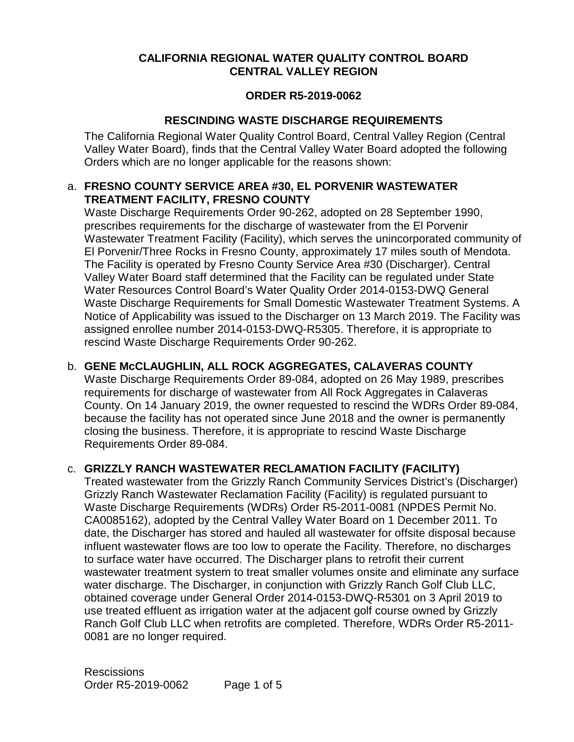# CALIFORNIA REGIONAL WATER QUALITY CONTROL BOARD
# CENTRAL VALLEY REGION

## ORDER R5-2019-0062

## RESCINDING WASTE DISCHARGE REQUIREMENTS

The California Regional Water Quality Control Board, Central Valley Region (Central Valley Water Board), finds that the Central Valley Water Board adopted the following Orders which are no longer applicable for the reasons shown:

a. **FRESNO COUNTY SERVICE AREA #30, EL PORVENIR WASTEWATER TREATMENT FACILITY, FRESNO COUNTY**
Waste Discharge Requirements Order 90-262, adopted on 28 September 1990, prescribes requirements for the discharge of wastewater from the El Porvenir Wastewater Treatment Facility (Facility), which serves the unincorporated community of El Porvenir/Three Rocks in Fresno County, approximately 17 miles south of Mendota. The Facility is operated by Fresno County Service Area #30 (Discharger). Central Valley Water Board staff determined that the Facility can be regulated under State Water Resources Control Board's Water Quality Order 2014-0153-DWQ General Waste Discharge Requirements for Small Domestic Wastewater Treatment Systems. A Notice of Applicability was issued to the Discharger on 13 March 2019. The Facility was assigned enrollee number 2014-0153-DWQ-R5305. Therefore, it is appropriate to rescind Waste Discharge Requirements Order 90-262.

b. **GENE McCLAUGHLIN, ALL ROCK AGGREGATES, CALAVERAS COUNTY**
Waste Discharge Requirements Order 89-084, adopted on 26 May 1989, prescribes requirements for discharge of wastewater from All Rock Aggregates in Calaveras County. On 14 January 2019, the owner requested to rescind the WDRs Order 89-084, because the facility has not operated since June 2018 and the owner is permanently closing the business. Therefore, it is appropriate to rescind Waste Discharge Requirements Order 89-084.

c. **GRIZZLY RANCH WASTEWATER RECLAMATION FACILITY (FACILITY)**
Treated wastewater from the Grizzly Ranch Community Services District's (Discharger) Grizzly Ranch Wastewater Reclamation Facility (Facility) is regulated pursuant to Waste Discharge Requirements (WDRs) Order R5-2011-0081 (NPDES Permit No. CA0085162), adopted by the Central Valley Water Board on 1 December 2011. To date, the Discharger has stored and hauled all wastewater for offsite disposal because influent wastewater flows are too low to operate the Facility. Therefore, no discharges to surface water have occurred. The Discharger plans to retrofit their current wastewater treatment system to treat smaller volumes onsite and eliminate any surface water discharge. The Discharger, in conjunction with Grizzly Ranch Golf Club LLC, obtained coverage under General Order 2014-0153-DWQ-R5301 on 3 April 2019 to use treated effluent as irrigation water at the adjacent golf course owned by Grizzly Ranch Golf Club LLC when retrofits are completed. Therefore, WDRs Order R5-2011-0081 are no longer required.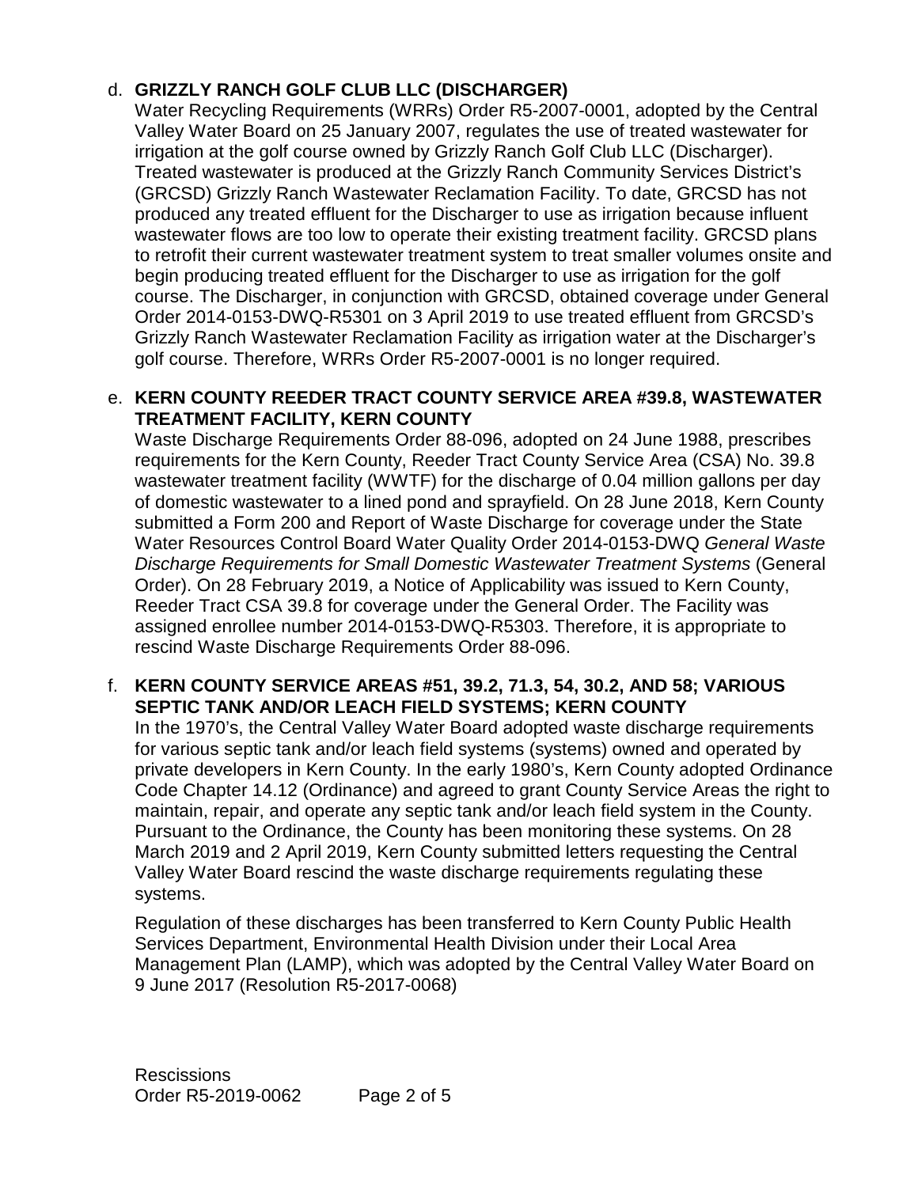d. **GRIZZLY RANCH GOLF CLUB LLC (DISCHARGER)**

Water Recycling Requirements (WRRs) Order R5-2007-0001, adopted by the Central Valley Water Board on 25 January 2007, regulates the use of treated wastewater for irrigation at the golf course owned by Grizzly Ranch Golf Club LLC (Discharger). Treated wastewater is produced at the Grizzly Ranch Community Services District's (GRCSD) Grizzly Ranch Wastewater Reclamation Facility. To date, GRCSD has not produced any treated effluent for the Discharger to use as irrigation because influent wastewater flows are too low to operate their existing treatment facility. GRCSD plans to retrofit their current wastewater treatment system to treat smaller volumes onsite and begin producing treated effluent for the Discharger to use as irrigation for the golf course. The Discharger, in conjunction with GRCSD, obtained coverage under General Order 2014-0153-DWQ-R5301 on 3 April 2019 to use treated effluent from GRCSD's Grizzly Ranch Wastewater Reclamation Facility as irrigation water at the Discharger's golf course. Therefore, WRRs Order R5-2007-0001 is no longer required.

e. **KERN COUNTY REEDER TRACT COUNTY SERVICE AREA #39.8, WASTEWATER TREATMENT FACILITY, KERN COUNTY**

Waste Discharge Requirements Order 88-096, adopted on 24 June 1988, prescribes requirements for the Kern County, Reeder Tract County Service Area (CSA) No. 39.8 wastewater treatment facility (WWTF) for the discharge of 0.04 million gallons per day of domestic wastewater to a lined pond and sprayfield. On 28 June 2018, Kern County submitted a Form 200 and Report of Waste Discharge for coverage under the State Water Resources Control Board Water Quality Order 2014-0153-DWQ *General Waste Discharge Requirements for Small Domestic Wastewater Treatment Systems* (General Order). On 28 February 2019, a Notice of Applicability was issued to Kern County, Reeder Tract CSA 39.8 for coverage under the General Order. The Facility was assigned enrollee number 2014-0153-DWQ-R5303. Therefore, it is appropriate to rescind Waste Discharge Requirements Order 88-096.

f. **KERN COUNTY SERVICE AREAS #51, 39.2, 71.3, 54, 30.2, AND 58; VARIOUS SEPTIC TANK AND/OR LEACH FIELD SYSTEMS; KERN COUNTY**

In the 1970's, the Central Valley Water Board adopted waste discharge requirements for various septic tank and/or leach field systems (systems) owned and operated by private developers in Kern County. In the early 1980's, Kern County adopted Ordinance Code Chapter 14.12 (Ordinance) and agreed to grant County Service Areas the right to maintain, repair, and operate any septic tank and/or leach field system in the County. Pursuant to the Ordinance, the County has been monitoring these systems. On 28 March 2019 and 2 April 2019, Kern County submitted letters requesting the Central Valley Water Board rescind the waste discharge requirements regulating these systems.

Regulation of these discharges has been transferred to Kern County Public Health Services Department, Environmental Health Division under their Local Area Management Plan (LAMP), which was adopted by the Central Valley Water Board on 9 June 2017 (Resolution R5-2017-0068)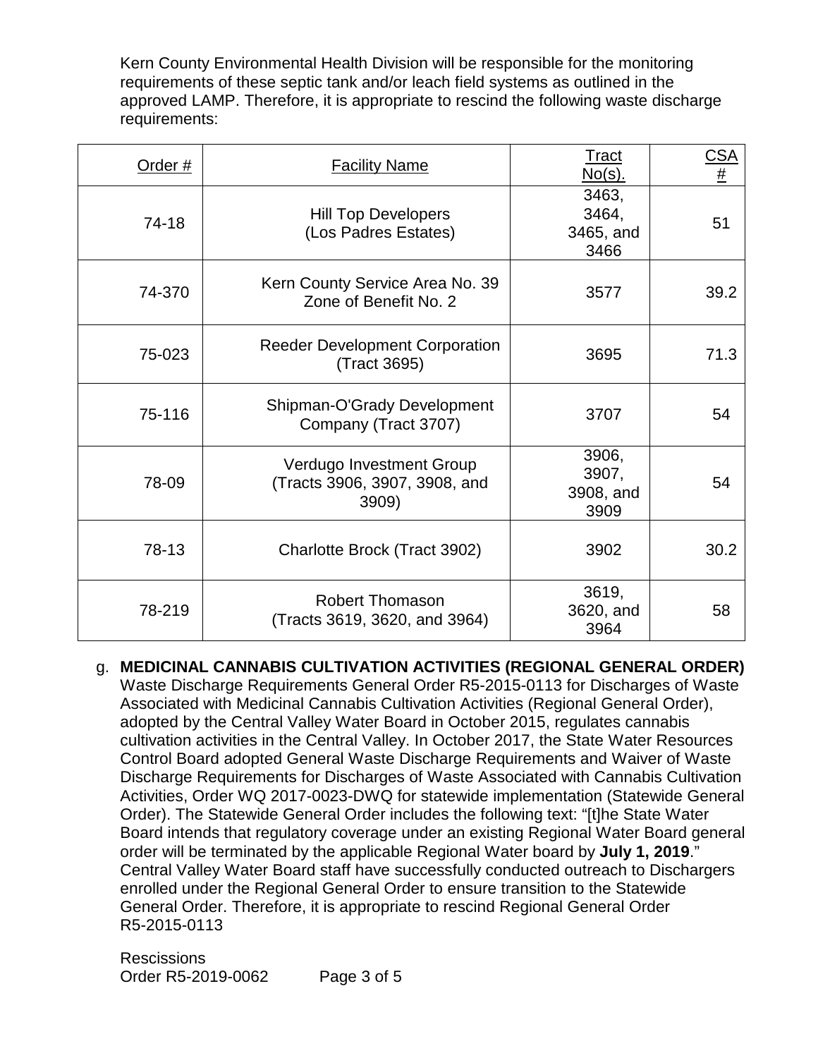Kern County Environmental Health Division will be responsible for the monitoring requirements of these septic tank and/or leach field systems as outlined in the approved LAMP. Therefore, it is appropriate to rescind the following waste discharge requirements:

| Order # | Facility Name | Tract No(s). | CSA # |
|---|---|---|---|
| 74-18 | Hill Top Developers (Los Padres Estates) | 3463, 3464, 3465, and 3466 | 51 |
| 74-370 | Kern County Service Area No. 39 Zone of Benefit No. 2 | 3577 | 39.2 |
| 75-023 | Reeder Development Corporation (Tract 3695) | 3695 | 71.3 |
| 75-116 | Shipman-O'Grady Development Company (Tract 3707) | 3707 | 54 |
| 78-09 | Verdugo Investment Group (Tracts 3906, 3907, 3908, and 3909) | 3906, 3907, 3908, and 3909 | 54 |
| 78-13 | Charlotte Brock (Tract 3902) | 3902 | 30.2 |
| 78-219 | Robert Thomason (Tracts 3619, 3620, and 3964) | 3619, 3620, and 3964 | 58 |

g. **MEDICINAL CANNABIS CULTIVATION ACTIVITIES (REGIONAL GENERAL ORDER)** Waste Discharge Requirements General Order R5-2015-0113 for Discharges of Waste Associated with Medicinal Cannabis Cultivation Activities (Regional General Order), adopted by the Central Valley Water Board in October 2015, regulates cannabis cultivation activities in the Central Valley. In October 2017, the State Water Resources Control Board adopted General Waste Discharge Requirements and Waiver of Waste Discharge Requirements for Discharges of Waste Associated with Cannabis Cultivation Activities, Order WQ 2017-0023-DWQ for statewide implementation (Statewide General Order). The Statewide General Order includes the following text: "[t]he State Water Board intends that regulatory coverage under an existing Regional Water Board general order will be terminated by the applicable Regional Water board by **July 1, 2019**." Central Valley Water Board staff have successfully conducted outreach to Dischargers enrolled under the Regional General Order to ensure transition to the Statewide General Order. Therefore, it is appropriate to rescind Regional General Order R5-2015-0113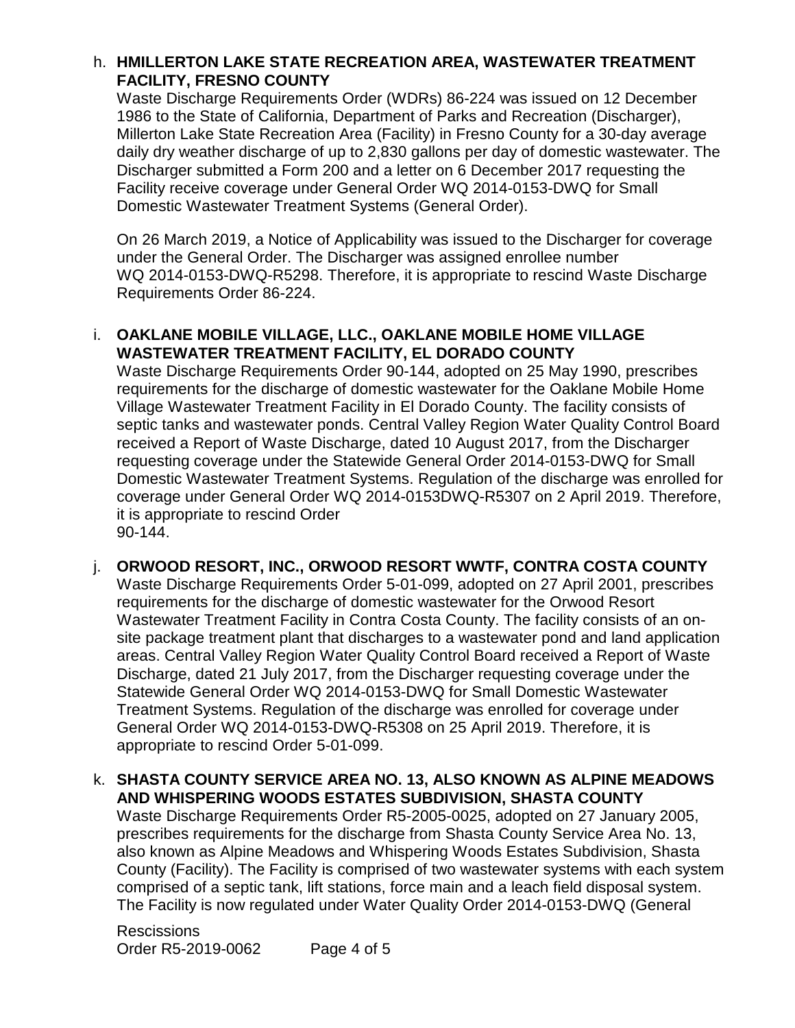h. **HMILLERTON LAKE STATE RECREATION AREA, WASTEWATER TREATMENT FACILITY, FRESNO COUNTY**

   Waste Discharge Requirements Order (WDRs) 86-224 was issued on 12 December 1986 to the State of California, Department of Parks and Recreation (Discharger), Millerton Lake State Recreation Area (Facility) in Fresno County for a 30-day average daily dry weather discharge of up to 2,830 gallons per day of domestic wastewater. The Discharger submitted a Form 200 and a letter on 6 December 2017 requesting the Facility receive coverage under General Order WQ 2014-0153-DWQ for Small Domestic Wastewater Treatment Systems (General Order).

   On 26 March 2019, a Notice of Applicability was issued to the Discharger for coverage under the General Order. The Discharger was assigned enrollee number WQ 2014-0153-DWQ-R5298. Therefore, it is appropriate to rescind Waste Discharge Requirements Order 86-224.

i. **OAKLANE MOBILE VILLAGE, LLC., OAKLANE MOBILE HOME VILLAGE WASTEWATER TREATMENT FACILITY, EL DORADO COUNTY**

   Waste Discharge Requirements Order 90-144, adopted on 25 May 1990, prescribes requirements for the discharge of domestic wastewater for the Oaklane Mobile Home Village Wastewater Treatment Facility in El Dorado County. The facility consists of septic tanks and wastewater ponds. Central Valley Region Water Quality Control Board received a Report of Waste Discharge, dated 10 August 2017, from the Discharger requesting coverage under the Statewide General Order 2014-0153-DWQ for Small Domestic Wastewater Treatment Systems. Regulation of the discharge was enrolled for coverage under General Order WQ 2014-0153DWQ-R5307 on 2 April 2019. Therefore, it is appropriate to rescind Order 90-144.

j. **ORWOOD RESORT, INC., ORWOOD RESORT WWTF, CONTRA COSTA COUNTY**

   Waste Discharge Requirements Order 5-01-099, adopted on 27 April 2001, prescribes requirements for the discharge of domestic wastewater for the Orwood Resort Wastewater Treatment Facility in Contra Costa County. The facility consists of an on-site package treatment plant that discharges to a wastewater pond and land application areas. Central Valley Region Water Quality Control Board received a Report of Waste Discharge, dated 21 July 2017, from the Discharger requesting coverage under the Statewide General Order WQ 2014-0153-DWQ for Small Domestic Wastewater Treatment Systems. Regulation of the discharge was enrolled for coverage under General Order WQ 2014-0153-DWQ-R5308 on 25 April 2019. Therefore, it is appropriate to rescind Order 5-01-099.

k. **SHASTA COUNTY SERVICE AREA NO. 13, ALSO KNOWN AS ALPINE MEADOWS AND WHISPERING WOODS ESTATES SUBDIVISION, SHASTA COUNTY**

   Waste Discharge Requirements Order R5-2005-0025, adopted on 27 January 2005, prescribes requirements for the discharge from Shasta County Service Area No. 13, also known as Alpine Meadows and Whispering Woods Estates Subdivision, Shasta County (Facility). The Facility is comprised of two wastewater systems with each system comprised of a septic tank, lift stations, force main and a leach field disposal system. The Facility is now regulated under Water Quality Order 2014-0153-DWQ (General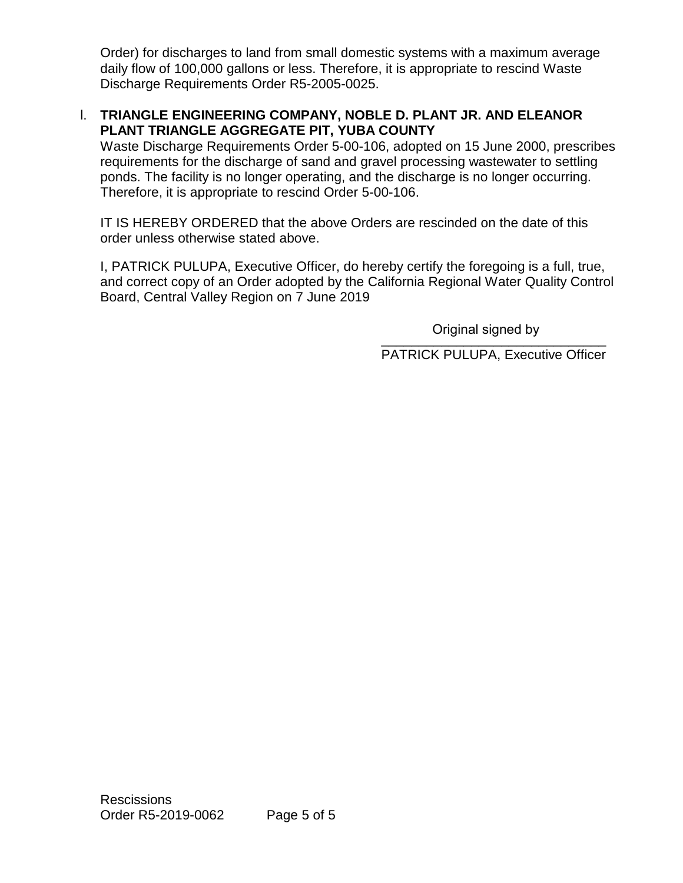Order) for discharges to land from small domestic systems with a maximum average daily flow of 100,000 gallons or less. Therefore, it is appropriate to rescind Waste Discharge Requirements Order R5-2005-0025.

I. **TRIANGLE ENGINEERING COMPANY, NOBLE D. PLANT JR. AND ELEANOR PLANT TRIANGLE AGGREGATE PIT, YUBA COUNTY**
Waste Discharge Requirements Order 5-00-106, adopted on 15 June 2000, prescribes requirements for the discharge of sand and gravel processing wastewater to settling ponds. The facility is no longer operating, and the discharge is no longer occurring. Therefore, it is appropriate to rescind Order 5-00-106.

IT IS HEREBY ORDERED that the above Orders are rescinded on the date of this order unless otherwise stated above.

I, PATRICK PULUPA, Executive Officer, do hereby certify the foregoing is a full, true, and correct copy of an Order adopted by the California Regional Water Quality Control Board, Central Valley Region on 7 June 2019

Original signed by
\_\_\_\_\_\_\_\_\_\_\_\_\_\_\_\_\_\_\_\_\_\_\_\_\_\_\_\_\_\_
PATRICK PULUPA, Executive Officer